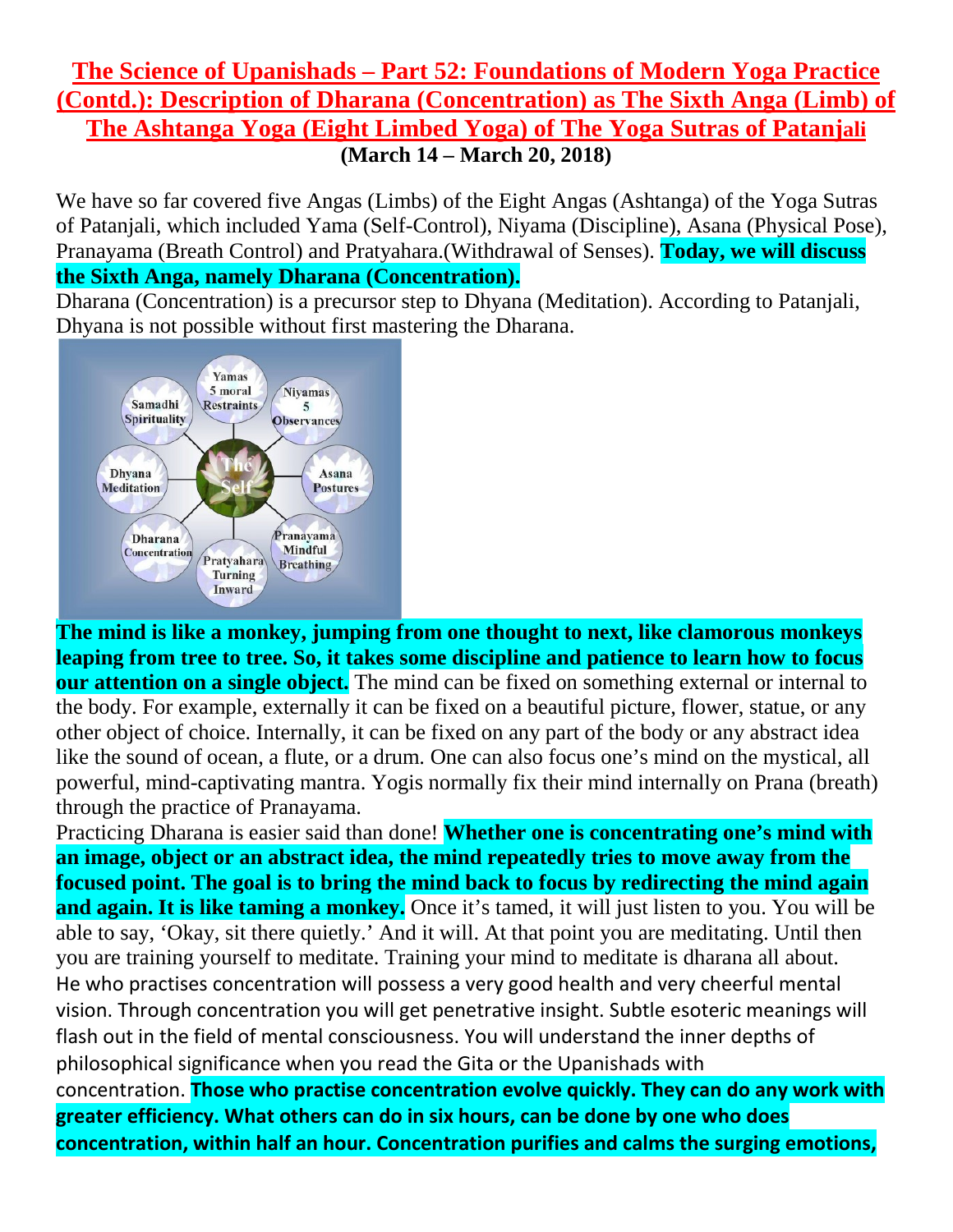# The Science of Upanishads – Part 52: Foundations of Modern Yoga Practice (Contd.): Description of Dharana (Concentration) as The Sixth Anga (Limb) of The Ashtanga Yoga (Eight Limbed Yoga) of The Yoga Sutras of Patanjali

**(March 14 – March 20, 2018)**

We have so far covered five Angas (Limbs) of the Eight Angas (Ashtanga) of the Yoga Sutras of Patanjali, which included Yama (Self-Control), Niyama (Discipline), Asana (Physical Pose), Pranayama (Breath Control) and Pratyahara.(Withdrawal of Senses). **Today, we will discuss the Sixth Anga, namely Dharana (Concentration).**

Dharana (Concentration) is a precursor step to Dhyana (Meditation). According to Patanjali, Dhyana is not possible without first mastering the Dharana.

**The mind is like a monkey, jumping from one thought to next, like clamorous monkeys leaping from tree to tree. So, it takes some discipline and patience to learn how to focus our attention on a single object.** The mind can be fixed on something external or internal to the body. For example, externally it can be fixed on a beautiful picture, flower, statue, or any other object of choice. Internally, it can be fixed on any part of the body or any abstract idea like the sound of ocean, a flute, or a drum. One can also focus one's mind on the mystical, all powerful, mind-captivating mantra. Yogis normally fix their mind internally on Prana (breath) through the practice of Pranayama.

Practicing Dharana is easier said than done! **Whether one is concentrating one's mind with an image, object or an abstract idea, the mind repeatedly tries to move away from the focused point. The goal is to bring the mind back to focus by redirecting the mind again and again. It is like taming a monkey.** Once it's tamed, it will just listen to you. You will be able to say, 'Okay, sit there quietly.' And it will. At that point you are meditating. Until then you are training yourself to meditate. Training your mind to meditate is dharana all about.

He who practises concentration will possess a very good health and very cheerful mental vision. Through concentration you will get penetrative insight. Subtle esoteric meanings will flash out in the field of mental consciousness. You will understand the inner depths of philosophical significance when you read the Gita or the Upanishads with concentration. **Those who practise concentration evolve quickly. They can do any work with greater efficiency. What others can do in six hours, can be done by one who does concentration, within half an hour. Concentration purifies and calms the surging emotions,**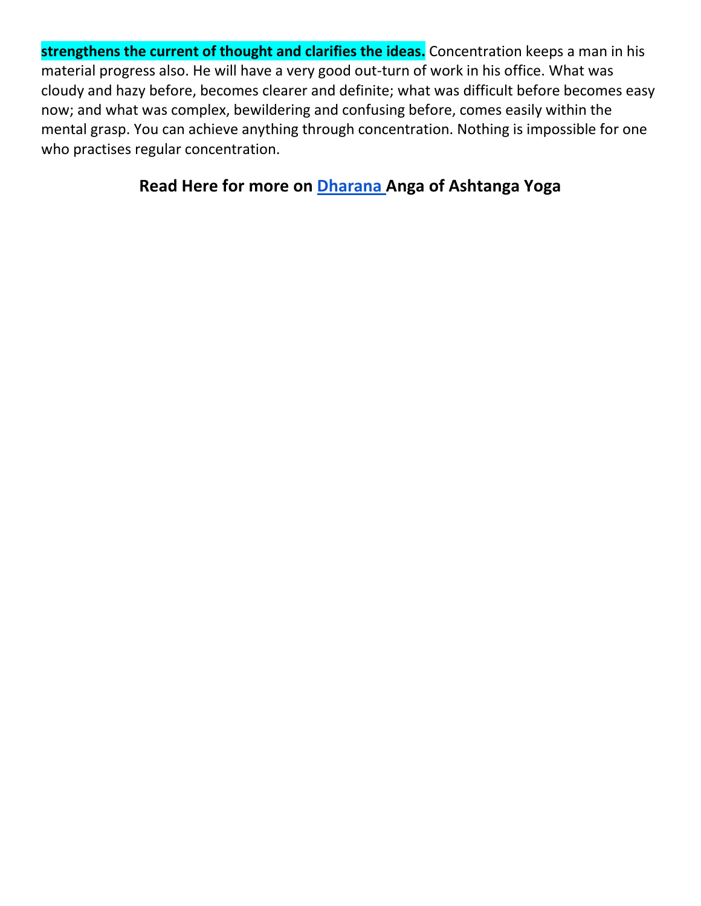**strengthens the current of thought and clarifies the ideas.** Concentration keeps a man in his material progress also. He will have a very good out-turn of work in his office. What was cloudy and hazy before, becomes clearer and definite; what was difficult before becomes easy now; and what was complex, bewildering and confusing before, comes easily within the mental grasp. You can achieve anything through concentration. Nothing is impossible for one who practises regular concentration.

**Read Here for more on Dharana Anga of Ashtanga Yoga**